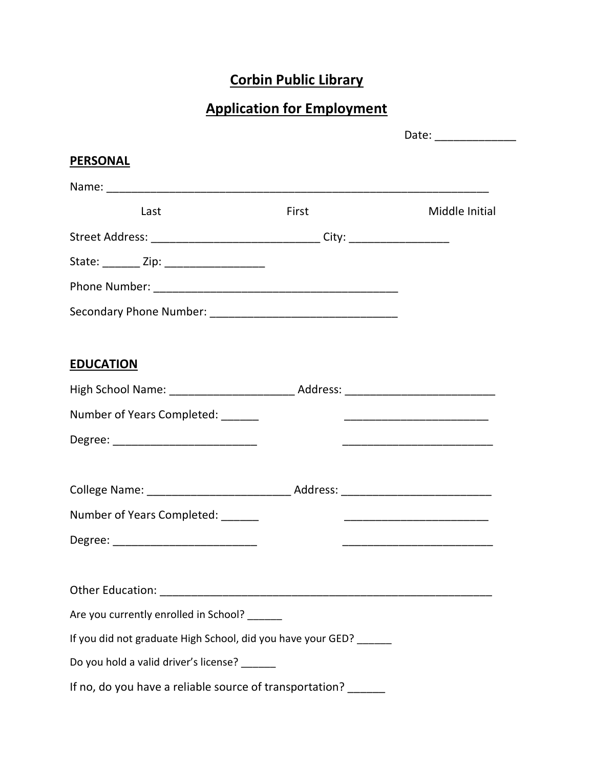# Corbin Public Library

## Application for Employment

Date: _____________

**PERSONAL**

Name: ________________________________________________________________

Last First Middle Initial

Street Address: ___________________________ City: ________________

State: ______ Zip: ________________

Phone Number: ________________________________________

Secondary Phone Number: ______________________________

**EDUCATION**

High School Name: ____________________ Address: ________________________

Number of Years Completed: ______ ________________________

Degree: _______________________ ________________________

College Name: _______________________ Address: ________________________

Number of Years Completed: ______ ________________________

Degree: _______________________ ________________________

Other Education: _______________________________________________________

Are you currently enrolled in School? ______

If you did not graduate High School, did you have your GED? ______

Do you hold a valid driver's license? ______

If no, do you have a reliable source of transportation? ______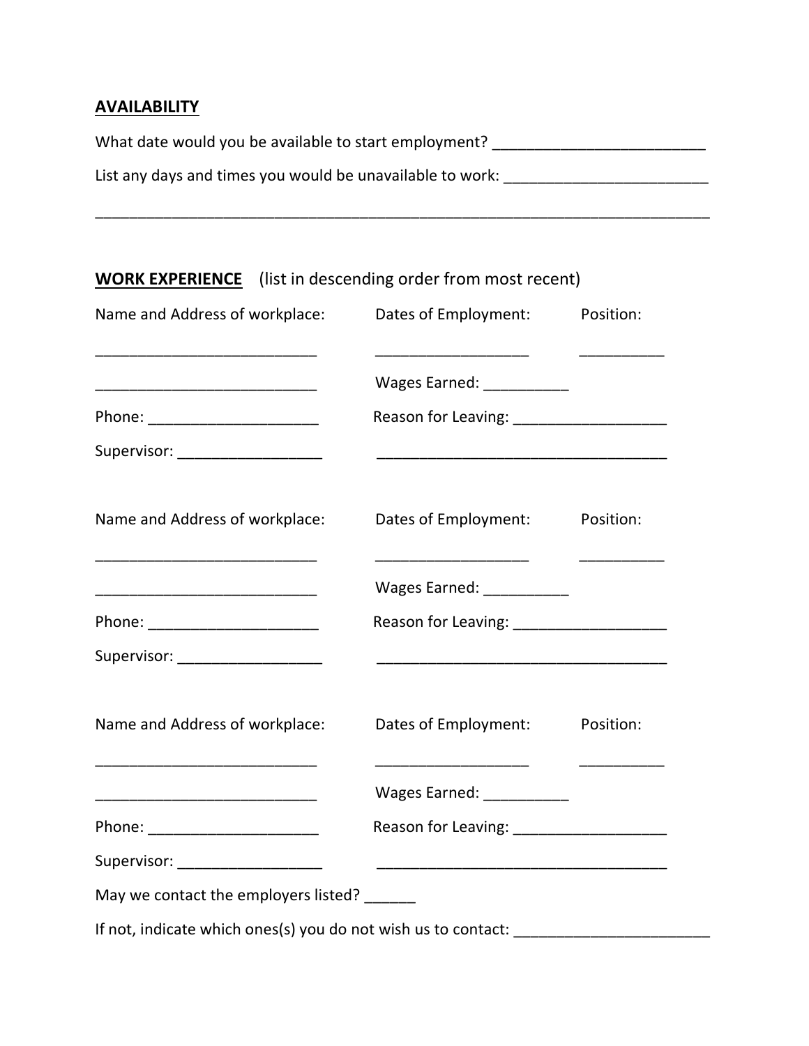**AVAILABILITY**

What date would you be available to start employment? _________________________

List any days and times you would be unavailable to work: ________________________

_______________________________________________________________________________

**WORK EXPERIENCE** (list in descending order from most recent)

Name and Address of workplace: Dates of Employment: Position:

___________________________ __________________ __________

___________________________ Wages Earned: __________

Phone: ____________________ Reason for Leaving: __________________

Supervisor: _________________ __________________________________

Name and Address of workplace: Dates of Employment: Position:

___________________________ __________________ __________

___________________________ Wages Earned: __________

Phone: ____________________ Reason for Leaving: __________________

Supervisor: _________________ __________________________________

Name and Address of workplace: Dates of Employment: Position:

___________________________ __________________ __________

___________________________ Wages Earned: __________

Phone: ____________________ Reason for Leaving: __________________

Supervisor: _________________ __________________________________

May we contact the employers listed? ______

If not, indicate which ones(s) you do not wish us to contact: _______________________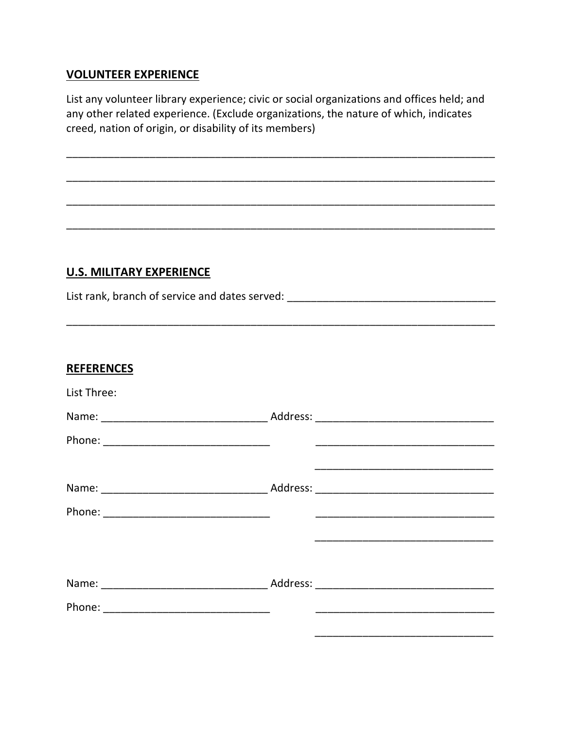## VOLUNTEER EXPERIENCE

List any volunteer library experience; civic or social organizations and offices held; and any other related experience. (Exclude organizations, the nature of which, indicates creed, nation of origin, or disability of its members)

_______________________________________________________________________________

_______________________________________________________________________________

_______________________________________________________________________________

_______________________________________________________________________________

## U.S. MILITARY EXPERIENCE

List rank, branch of service and dates served: ___________________________________

_______________________________________________________________________________

## REFERENCES

List Three:

Name: ____________________________ Address: ______________________________

Phone: ____________________________ ______________________________

______________________________

Name: ____________________________ Address: ______________________________

Phone: ____________________________ ______________________________

______________________________

Name: ____________________________ Address: ______________________________

Phone: ____________________________ ______________________________

______________________________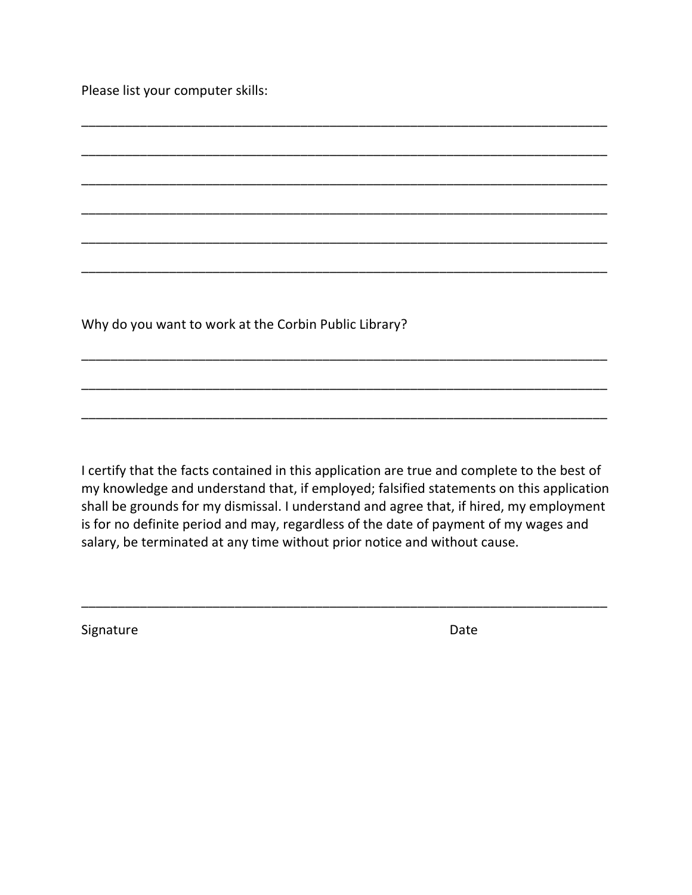Please list your computer skills:

_________________________________________________________________________

_________________________________________________________________________

_________________________________________________________________________

_________________________________________________________________________

_________________________________________________________________________

_________________________________________________________________________

Why do you want to work at the Corbin Public Library?

_________________________________________________________________________

_________________________________________________________________________

_________________________________________________________________________

I certify that the facts contained in this application are true and complete to the best of my knowledge and understand that, if employed; falsified statements on this application shall be grounds for my dismissal. I understand and agree that, if hired, my employment is for no definite period and may, regardless of the date of payment of my wages and salary, be terminated at any time without prior notice and without cause.

_________________________________________________________________________

Signature                                                                                    Date